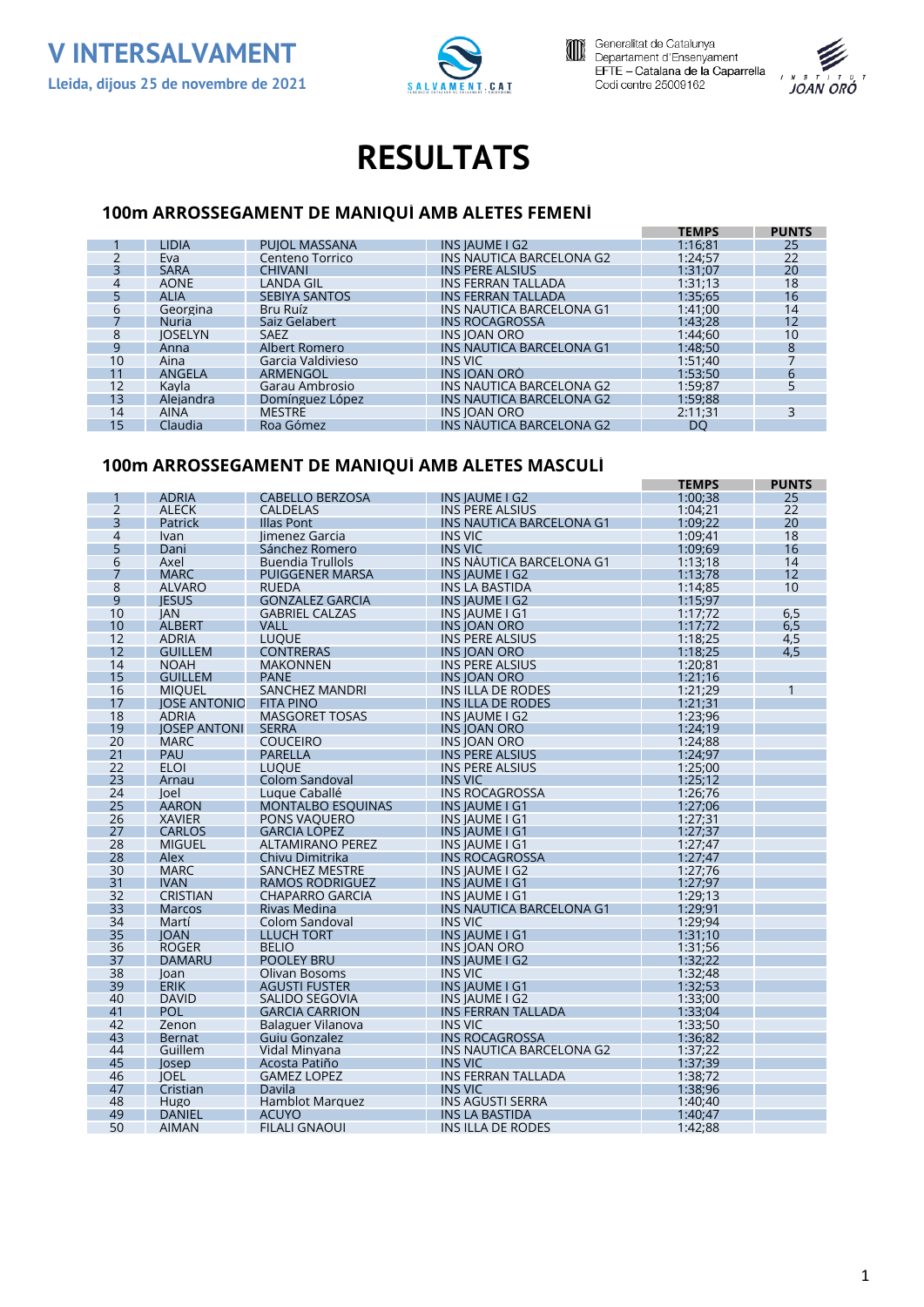# V INTERSALVAMENT

**Lleida, dijous 25 de novembre de 2021**

Generalitat de Catalunya
Departament d'Ensenyament
EFTE – Catalana de la Caparrella
Codi centre 25009162

INSTITUT JOAN ORÓ

# RESULTATS

## 100m ARROSSEGAMENT DE MANIQUÍ AMB ALETES FEMENÍ

| | | | | TEMPS | PUNTS |
|---|---|---|---|---|---|
| 1 | LIDIA | PUJOL MASSANA | INS JAUME I G2 | 1:16;81 | 25 |
| 2 | Eva | Centeno Torrico | INS NAUTICA BARCELONA G2 | 1:24;57 | 22 |
| 3 | SARA | CHIVANI | INS PERE ALSIUS | 1:31;07 | 20 |
| 4 | AONE | LANDA GIL | INS FERRAN TALLADA | 1:31;13 | 18 |
| 5 | ALIA | SEBIYA SANTOS | INS FERRAN TALLADA | 1:35;65 | 16 |
| 6 | Georgina | Bru Ruíz | INS NAUTICA BARCELONA G1 | 1:41;00 | 14 |
| 7 | Nuria | Saiz Gelabert | INS ROCAGROSSA | 1:43;28 | 12 |
| 8 | JOSELYN | SAEZ | INS JOAN ORO | 1:44;60 | 10 |
| 9 | Anna | Albert Romero | INS NAUTICA BARCELONA G1 | 1:48;50 | 8 |
| 10 | Aina | Garcia Valdivieso | INS VIC | 1:51;40 | 7 |
| 11 | ANGELA | ARMENGOL | INS JOAN ORÓ | 1:53;50 | 6 |
| 12 | Kayla | Garau Ambrosio | INS NAUTICA BARCELONA G2 | 1:59;87 | 5 |
| 13 | Alejandra | Domínguez López | INS NAUTICA BARCELONA G2 | 1:59;88 | |
| 14 | AINA | MESTRE | INS JOAN ORO | 2:11;31 | 3 |
| 15 | Claudia | Roa Gómez | INS NÀUTICA BARCELONA G2 | DQ | |

## 100m ARROSSEGAMENT DE MANIQUÍ AMB ALETES MASCULÍ

| | | | | TEMPS | PUNTS |
|---|---|---|---|---|---|
| 1 | ADRIA | CABELLO BERZOSA | INS JAUME I G2 | 1:00;38 | 25 |
| 2 | ALECK | CALDELAS | INS PERE ALSIUS | 1:04;21 | 22 |
| 3 | Patrick | Illas Pont | INS NAUTICA BARCELONA G1 | 1:09;22 | 20 |
| 4 | Ivan | Jimenez Garcia | INS VIC | 1:09;41 | 18 |
| 5 | Dani | Sánchez Romero | INS VIC | 1:09;69 | 16 |
| 6 | Axel | Buendia Trullols | INS NÀUTICA BARCELONA G1 | 1:13;18 | 14 |
| 7 | MARC | PUIGGENER MARSA | INS JAUME I G2 | 1:13;78 | 12 |
| 8 | ALVARO | RUEDA | INS LA BASTIDA | 1:14;85 | 10 |
| 9 | JESUS | GONZALEZ GARCIA | INS JAUME I G2 | 1:15;97 | |
| 10 | JAN | GABRIEL CALZAS | INS JAUME I G1 | 1:17;72 | 6,5 |
| 10 | ALBERT | VALL | INS JOAN ORO | 1:17;72 | 6,5 |
| 12 | ADRIA | LUQUE | INS PERE ALSIUS | 1:18;25 | 4,5 |
| 12 | GUILLEM | CONTRERAS | INS JOAN ORO | 1:18;25 | 4,5 |
| 14 | NOAH | MAKONNEN | INS PERE ALSIUS | 1:20;81 | |
| 15 | GUILLEM | PANE | INS JOAN ORO | 1:21;16 | |
| 16 | MIQUEL | SANCHEZ MANDRI | INS ILLA DE RODES | 1:21;29 | 1 |
| 17 | JOSE ANTONIO | FITA PINO | INS ILLA DE RODES | 1:21;31 | |
| 18 | ADRIA | MASGORET TOSAS | INS JAUME I G2 | 1:23;96 | |
| 19 | JOSEP ANTONI | SERRA | INS JOAN ORO | 1:24;19 | |
| 20 | MARC | COUCEIRO | INS JOAN ORO | 1:24;88 | |
| 21 | PAU | PARELLA | INS PERE ALSIUS | 1:24;97 | |
| 22 | ELOI | LUQUE | INS PERE ALSIUS | 1:25;00 | |
| 23 | Arnau | Colom Sandoval | INS VIC | 1:25;12 | |
| 24 | Joel | Luque Caballé | INS ROCAGROSSA | 1:26;76 | |
| 25 | AARON | MONTALBO ESQUINAS | INS JAUME I G1 | 1:27;06 | |
| 26 | XAVIER | PONS VAQUERO | INS JAUME I G1 | 1:27;31 | |
| 27 | CARLOS | GARCIA LOPEZ | INS JAUME I G1 | 1:27;37 | |
| 28 | MIGUEL | ALTAMIRANO PEREZ | INS JAUME I G1 | 1:27;47 | |
| 28 | Alex | Chivu Dimitrika | INS ROCAGROSSA | 1:27;47 | |
| 30 | MARC | SANCHEZ MESTRE | INS JAUME I G2 | 1:27;76 | |
| 31 | IVAN | RAMOS RODRIGUEZ | INS JAUME I G1 | 1:27;97 | |
| 32 | CRISTIAN | CHAPARRO GARCIA | INS JAUME I G1 | 1:29;13 | |
| 33 | Marcos | Rivas Medina | INS NAUTICA BARCELONA G1 | 1:29;91 | |
| 34 | Martí | Colom Sandoval | INS VIC | 1:29;94 | |
| 35 | JOAN | LLUCH TORT | INS JAUME I G1 | 1:31;10 | |
| 36 | ROGER | BELIO | INS JOAN ORO | 1:31;56 | |
| 37 | DAMARU | POOLEY BRU | INS JAUME I G2 | 1:32;22 | |
| 38 | Joan | Olivan Bosoms | INS VIC | 1:32;48 | |
| 39 | ERIK | AGUSTI FUSTER | INS JAUME I G1 | 1:32;53 | |
| 40 | DAVID | SALIDO SEGOVIA | INS JAUME I G2 | 1:33;00 | |
| 41 | POL | GARCIA CARRION | INS FERRAN TALLADA | 1:33;04 | |
| 42 | Zenon | Balaguer Vilanova | INS VIC | 1:33;50 | |
| 43 | Bernat | Guiu Gonzalez | INS ROCAGROSSA | 1:36;82 | |
| 44 | Guillem | Vidal Minyana | INS NAUTICA BARCELONA G2 | 1:37;22 | |
| 45 | Josep | Acosta Patiño | INS VIC | 1:37;39 | |
| 46 | JOEL | GAMEZ LOPEZ | INS FERRAN TALLADA | 1:38;72 | |
| 47 | Cristian | Davila | INS VIC | 1:38;96 | |
| 48 | Hugo | Hamblot Marquez | INS AGUSTI SERRA | 1:40;40 | |
| 49 | DANIEL | ACUYO | INS LA BASTIDA | 1:40;47 | |
| 50 | AIMAN | FILALI GNAOUI | INS ILLA DE RODES | 1:42;88 | |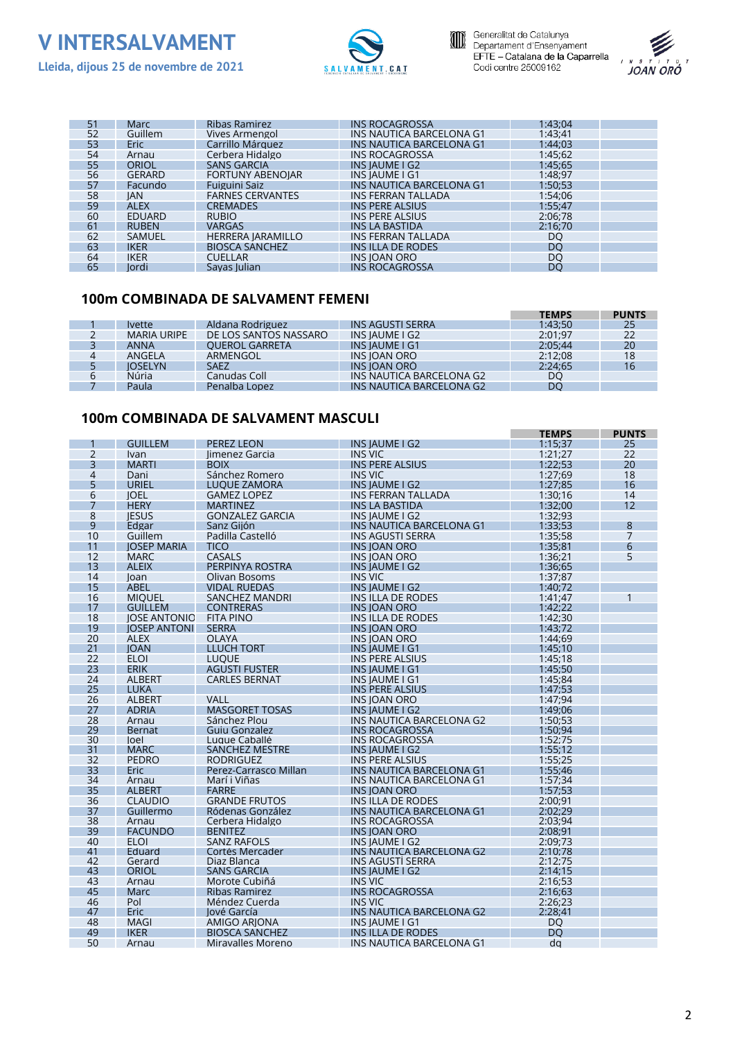| | | | | | |
|---|---|---|---|---|---|
| 51 | Marc | Ribas Ramirez | INS ROCAGROSSA | 1:43;04 | |
| 52 | Guillem | Vives Armengol | INS NAUTICA BARCELONA G1 | 1:43;41 | |
| 53 | Eric | Carrillo Márquez | INS NAUTICA BARCELONA G1 | 1:44;03 | |
| 54 | Arnau | Cerbera Hidalgo | INS ROCAGROSSA | 1:45;62 | |
| 55 | ORIOL | SANS GARCIA | INS JAUME I G2 | 1:45;65 | |
| 56 | GERARD | FORTUNY ABENOJAR | INS JAUME I G1 | 1:48;97 | |
| 57 | Facundo | Fuiguini Saiz | INS NAUTICA BARCELONA G1 | 1:50;53 | |
| 58 | JAN | FARNES CERVANTES | INS FERRAN TALLADA | 1:54;06 | |
| 59 | ALEX | CREMADES | INS PERE ALSIUS | 1:55;47 | |
| 60 | EDUARD | RUBIO | INS PERE ALSIUS | 2:06;78 | |
| 61 | RUBEN | VARGAS | INS LA BASTIDA | 2:16;70 | |
| 62 | SAMUEL | HERRERA JARAMILLO | INS FERRAN TALLADA | DQ | |
| 63 | IKER | BIOSCA SANCHEZ | INS ILLA DE RODES | DQ | |
| 64 | IKER | CUELLAR | INS JOAN ORO | DQ | |
| 65 | Jordi | Sayas Julian | INS ROCAGROSSA | DQ | |

## 100m COMBINADA DE SALVAMENT FEMENI

| | | | | TEMPS | PUNTS |
|---|---|---|---|---|---|
| 1 | Ivette | Aldana Rodriguez | INS AGUSTI SERRA | 1:43;50 | 25 |
| 2 | MARIA URIPE | DE LOS SANTOS NASSARO | INS JAUME I G2 | 2:01;97 | 22 |
| 3 | ANNA | QUEROL GARRETA | INS JAUME I G1 | 2:05;44 | 20 |
| 4 | ANGELA | ARMENGOL | INS JOAN ORO | 2:12;08 | 18 |
| 5 | JOSELYN | SAEZ | INS JOAN ORO | 2:24;65 | 16 |
| 6 | Núria | Canudas Coll | INS NAUTICA BARCELONA G2 | DQ | |
| 7 | Paula | Penalba Lopez | INS NAUTICA BARCELONA G2 | DQ | |

## 100m COMBINADA DE SALVAMENT MASCULI

| | | | | TEMPS | PUNTS |
|---|---|---|---|---|---|
| 1 | GUILLEM | PEREZ LEON | INS JAUME I G2 | 1:15;37 | 25 |
| 2 | Ivan | Jimenez Garcia | INS VIC | 1:21;27 | 22 |
| 3 | MARTI | BOIX | INS PERE ALSIUS | 1:22;53 | 20 |
| 4 | Dani | Sánchez Romero | INS VIC | 1:27;69 | 18 |
| 5 | URIEL | LUQUE ZAMORA | INS JAUME I G2 | 1:27;85 | 16 |
| 6 | JOEL | GAMEZ LOPEZ | INS FERRAN TALLADA | 1:30;16 | 14 |
| 7 | HERY | MARTINEZ | INS LA BASTIDA | 1:32;00 | 12 |
| 8 | JESUS | GONZALEZ GARCIA | INS JAUME I G2 | 1:32;93 | |
| 9 | Edgar | Sanz Gijón | INS NAUTICA BARCELONA G1 | 1:33;53 | 8 |
| 10 | Guillem | Padilla Castelló | INS AGUSTI SERRA | 1:35;58 | 7 |
| 11 | JOSEP MARIA | TICO | INS JOAN ORO | 1:35;81 | 6 |
| 12 | MARC | CASALS | INS JOAN ORO | 1:36;21 | 5 |
| 13 | ALEIX | PERPINYA ROSTRA | INS JAUME I G2 | 1:36;65 | |
| 14 | Joan | Olivan Bosoms | INS VIC | 1:37;87 | |
| 15 | ABEL | VIDAL RUEDAS | INS JAUME I G2 | 1:40;72 | |
| 16 | MIQUEL | SANCHEZ MANDRI | INS ILLA DE RODES | 1:41;47 | 1 |
| 17 | GUILLEM | CONTRERAS | INS JOAN ORO | 1:42;22 | |
| 18 | JOSE ANTONIO | FITA PINO | INS ILLA DE RODES | 1:42;30 | |
| 19 | JOSEP ANTONI | SERRA | INS JOAN ORO | 1:43;72 | |
| 20 | ALEX | OLAYA | INS JOAN ORO | 1:44;69 | |
| 21 | JOAN | LLUCH TORT | INS JAUME I G1 | 1:45;10 | |
| 22 | ELOI | LUQUE | INS PERE ALSIUS | 1:45;18 | |
| 23 | ERIK | AGUSTI FUSTER | INS JAUME I G1 | 1:45;50 | |
| 24 | ALBERT | CARLES BERNAT | INS JAUME I G1 | 1:45;84 | |
| 25 | LUKA | | INS PERE ALSIUS | 1:47;53 | |
| 26 | ALBERT | VALL | INS JOAN ORO | 1:47;94 | |
| 27 | ADRIA | MASGORET TOSAS | INS JAUME I G2 | 1:49;06 | |
| 28 | Arnau | Sánchez Plou | INS NAUTICA BARCELONA G2 | 1:50;53 | |
| 29 | Bernat | Guiu Gonzalez | INS ROCAGROSSA | 1:50;94 | |
| 30 | Joel | Luque Caballé | INS ROCAGROSSA | 1:52;75 | |
| 31 | MARC | SANCHEZ MESTRE | INS JAUME I G2 | 1:55;12 | |
| 32 | PEDRO | RODRIGUEZ | INS PERE ALSIUS | 1:55;25 | |
| 33 | Eric | Perez-Carrasco Millan | INS NAUTICA BARCELONA G1 | 1:55;46 | |
| 34 | Arnau | Marí i Viñas | INS NAUTICA BARCELONA G1 | 1:57;34 | |
| 35 | ALBERT | FARRE | INS JOAN ORO | 1:57;53 | |
| 36 | CLAUDIO | GRANDE FRUTOS | INS ILLA DE RODES | 2:00;91 | |
| 37 | Guillermo | Ródenas González | INS NAUTICA BARCELONA G1 | 2:02;29 | |
| 38 | Arnau | Cerbera Hidalgo | INS ROCAGROSSA | 2:03;94 | |
| 39 | FACUNDO | BENITEZ | INS JOAN ORO | 2:08;91 | |
| 40 | ELOI | SANZ RAFOLS | INS JAUME I G2 | 2:09;73 | |
| 41 | Eduard | Cortés Mercader | INS NAUTICA BARCELONA G2 | 2:10;78 | |
| 42 | Gerard | Diaz Blanca | INS AGUSTI SERRA | 2:12;75 | |
| 43 | ORIOL | SANS GARCIA | INS JAUME I G2 | 2:14;15 | |
| 43 | Arnau | Morote Cubiñá | INS VIC | 2:16;53 | |
| 45 | Marc | Ribas Ramirez | INS ROCAGROSSA | 2:16;63 | |
| 46 | Pol | Méndez Cuerda | INS VIC | 2:26;23 | |
| 47 | Eric | Jové García | INS NAUTICA BARCELONA G2 | 2:28;41 | |
| 48 | MAGI | AMIGO ARJONA | INS JAUME I G1 | DQ | |
| 49 | IKER | BIOSCA SANCHEZ | INS ILLA DE RODES | DQ | |
| 50 | Arnau | Miravalles Moreno | INS NAUTICA BARCELONA G1 | dq | |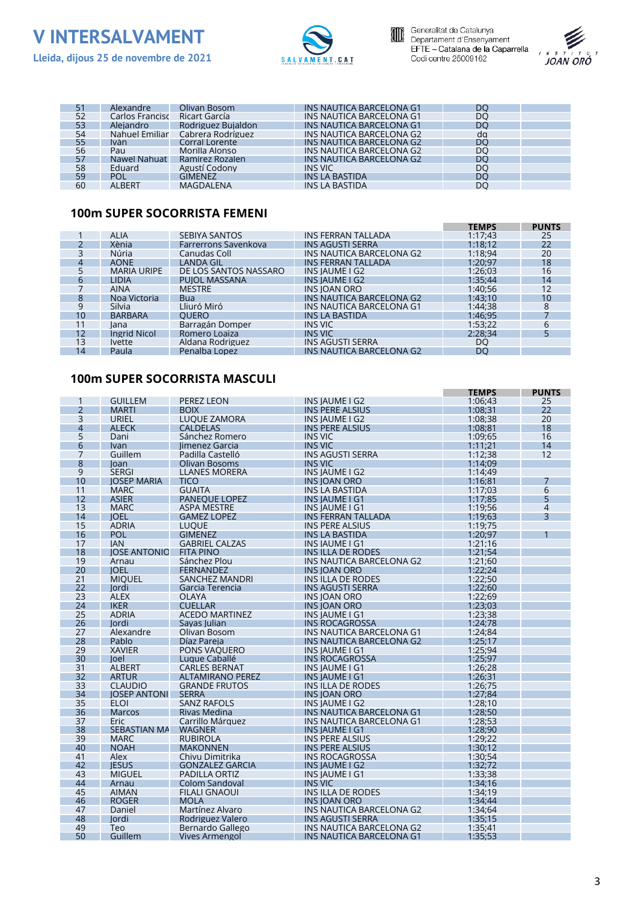| | | | | | |
|---|---|---|---|---|---|
| 51 | Alexandre | Olivan Bosom | INS NAUTICA BARCELONA G1 | DQ | |
| 52 | Carlos Francisc | Ricart García | INS NAUTICA BARCELONA G1 | DQ | |
| 53 | Alejandro | Rodriguez Bujaldon | INS NAUTICA BARCELONA G1 | DQ | |
| 54 | Nahuel Emiliar | Cabrera Rodríguez | INS NAUTICA BARCELONA G2 | dq | |
| 55 | Iván | Corral Lorente | INS NAUTICA BARCELONA G2 | DQ | |
| 56 | Pau | Morilla Alonso | INS NAUTICA BARCELONA G2 | DQ | |
| 57 | Nawel Nahuat | Ramirez Rozalen | INS NAUTICA BARCELONA G2 | DQ | |
| 58 | Eduard | Agustí Codony | INS VIC | DQ | |
| 59 | POL | GIMENEZ | INS LA BASTIDA | DQ | |
| 60 | ALBERT | MAGDALENA | INS LA BASTIDA | DQ | |

### 100m SUPER SOCORRISTA FEMENI

| | | | | TEMPS | PUNTS |
|---|---|---|---|---|---|
| 1 | ALIA | SEBIYA SANTOS | INS FERRAN TALLADA | 1:17;43 | 25 |
| 2 | Xènia | Farrerrons Savenkova | INS AGUSTI SERRA | 1:18;12 | 22 |
| 3 | Núria | Canudas Coll | INS NAUTICA BARCELONA G2 | 1:18;94 | 20 |
| 4 | AONE | LANDA GIL | INS FERRAN TALLADA | 1:20;97 | 18 |
| 5 | MARIA URIPE | DE LOS SANTOS NASSARO | INS JAUME I G2 | 1:26;03 | 16 |
| 6 | LIDIA | PUJOL MASSANA | INS JAUME I G2 | 1:35;44 | 14 |
| 7 | AINA | MESTRE | INS JOAN ORO | 1:40;56 | 12 |
| 8 | Noa Victoria | Bua | INS NAUTICA BARCELONA G2 | 1:43;10 | 10 |
| 9 | Silvia | Lliuró Miró | INS NAUTICA BARCELONA G1 | 1:44;38 | 8 |
| 10 | BARBARA | QUERO | INS LA BASTIDA | 1:46;95 | 7 |
| 11 | Jana | Barragán Domper | INS VIC | 1:53;22 | 6 |
| 12 | Ingrid Nicol | Romero Loaiza | INS VIC | 2:28;34 | 5 |
| 13 | Ivette | Aldana Rodriguez | INS AGUSTI SERRA | DQ | |
| 14 | Paula | Penalba Lopez | INS NAUTICA BARCELONA G2 | DQ | |

### 100m SUPER SOCORRISTA MASCULI

| | | | | TEMPS | PUNTS |
|---|---|---|---|---|---|
| 1 | GUILLEM | PEREZ LEON | INS JAUME I G2 | 1:06;43 | 25 |
| 2 | MARTI | BOIX | INS PERE ALSIUS | 1:08;31 | 22 |
| 3 | URIEL | LUQUE ZAMORA | INS JAUME I G2 | 1:08;38 | 20 |
| 4 | ALECK | CALDELAS | INS PERE ALSIUS | 1:08;81 | 18 |
| 5 | Dani | Sánchez Romero | INS VIC | 1:09;65 | 16 |
| 6 | Ivan | Jimenez Garcia | INS VIC | 1:11;21 | 14 |
| 7 | Guillem | Padilla Castelló | INS AGUSTI SERRA | 1:12;38 | 12 |
| 8 | Joan | Olivan Bosoms | INS VIC | 1:14;09 | |
| 9 | SERGI | LLANES MORERA | INS JAUME I G2 | 1:14;49 | |
| 10 | JOSEP MARIA | TICO | INS JOAN ORO | 1:16;81 | 7 |
| 11 | MARC | GUAITA | INS LA BASTIDA | 1:17;03 | 6 |
| 12 | ASIER | PANEQUE LOPEZ | INS JAUME I G1 | 1:17;85 | 5 |
| 13 | MARC | ASPA MESTRE | INS JAUME I G1 | 1:19;56 | 4 |
| 14 | JOEL | GAMEZ LOPEZ | INS FERRAN TALLADA | 1:19;63 | 3 |
| 15 | ADRIA | LUQUE | INS PERE ALSIUS | 1:19;75 | |
| 16 | POL | GIMENEZ | INS LA BASTIDA | 1:20;97 | 1 |
| 17 | JAN | GABRIEL CALZAS | INS JAUME I G1 | 1:21;16 | |
| 18 | JOSE ANTONIO | FITA PINO | INS ILLA DE RODES | 1:21;54 | |
| 19 | Arnau | Sánchez Plou | INS NAUTICA BARCELONA G2 | 1:21;60 | |
| 20 | JOEL | FERNANDEZ | INS JOAN ORO | 1:22;24 | |
| 21 | MIQUEL | SANCHEZ MANDRI | INS ILLA DE RODES | 1:22;50 | |
| 22 | Jordi | Garcia Terencia | INS AGUSTI SERRA | 1:22;60 | |
| 23 | ALEX | OLAYA | INS JOAN ORO | 1:22;69 | |
| 24 | IKER | CUELLAR | INS JOAN ORO | 1:23;03 | |
| 25 | ADRIA | ACEDO MARTINEZ | INS JAUME I G1 | 1:23;38 | |
| 26 | Jordi | Sayas Julian | INS ROCAGROSSA | 1:24;78 | |
| 27 | Alexandre | Olivan Bosom | INS NAUTICA BARCELONA G1 | 1:24;84 | |
| 28 | Pablo | Díaz Pareja | INS NAUTICA BARCELONA G2 | 1:25;17 | |
| 29 | XAVIER | PONS VAQUERO | INS JAUME I G1 | 1:25;94 | |
| 30 | Joel | Luque Caballé | INS ROCAGROSSA | 1:25;97 | |
| 31 | ALBERT | CARLES BERNAT | INS JAUME I G1 | 1:26;28 | |
| 32 | ARTUR | ALTAMIRANO PEREZ | INS JAUME I G1 | 1:26;31 | |
| 33 | CLAUDIO | GRANDE FRUTOS | INS ILLA DE RODES | 1:26;75 | |
| 34 | JOSEP ANTONI | SERRA | INS JOAN ORO | 1:27;84 | |
| 35 | ELOI | SANZ RAFOLS | INS JAUME I G2 | 1:28;10 | |
| 36 | Marcos | Rivas Medina | INS NAUTICA BARCELONA G1 | 1:28;50 | |
| 37 | Eric | Carrillo Márquez | INS NAUTICA BARCELONA G1 | 1:28;53 | |
| 38 | SEBASTIAN MA | WAGNER | INS JAUME I G1 | 1:28;90 | |
| 39 | MARC | RUBIROLA | INS PERE ALSIUS | 1:29;22 | |
| 40 | NOAH | MAKONNEN | INS PERE ALSIUS | 1:30;12 | |
| 41 | Alex | Chivu Dimitrika | INS ROCAGROSSA | 1:30;54 | |
| 42 | JESUS | GONZALEZ GARCIA | INS JAUME I G2 | 1:32;72 | |
| 43 | MIGUEL | PADILLA ORTIZ | INS JAUME I G1 | 1:33;38 | |
| 44 | Arnau | Colom Sandoval | INS VIC | 1:34;16 | |
| 45 | AIMAN | FILALI GNAOUI | INS ILLA DE RODES | 1:34;19 | |
| 46 | ROGER | MOLA | INS JOAN ORO | 1:34;44 | |
| 47 | Daniel | Martínez Alvaro | INS NAUTICA BARCELONA G2 | 1:34;64 | |
| 48 | Jordi | Rodriguez Valero | INS AGUSTI SERRA | 1:35;15 | |
| 49 | Teo | Bernardo Gallego | INS NAUTICA BARCELONA G2 | 1:35;41 | |
| 50 | Guillem | Vives Armengol | INS NAUTICA BARCELONA G1 | 1:35;53 | |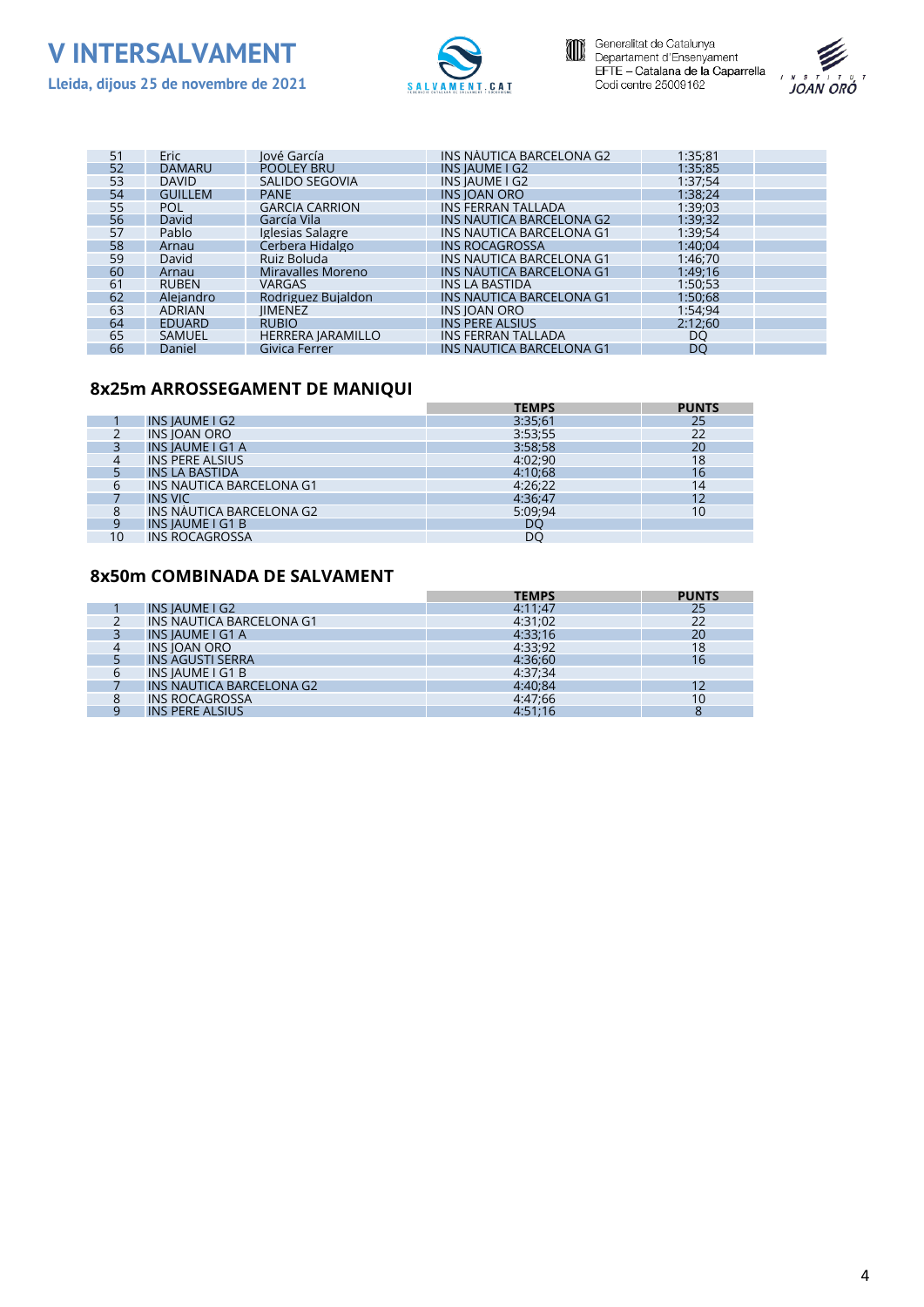# V INTERSALVAMENT

**Lleida, dijous 25 de novembre de 2021**

Generalitat de Catalunya
Departament d'Ensenyament
EFTE – Catalana de la Caparrella
Codi centre 25009162

| | | | | | |
|---|---|---|---|---|---|
| 51 | Eric | Jové García | INS NÀUTICA BARCELONA G2 | 1:35;81 | |
| 52 | DAMARU | POOLEY BRU | INS JAUME I G2 | 1:35;85 | |
| 53 | DAVID | SALIDO SEGOVIA | INS JAUME I G2 | 1:37;54 | |
| 54 | GUILLEM | PANE | INS JOAN ORO | 1:38;24 | |
| 55 | POL | GARCIA CARRION | INS FERRAN TALLADA | 1:39;03 | |
| 56 | David | García Vila | INS NAUTICA BARCELONA G2 | 1:39;32 | |
| 57 | Pablo | Iglesias Salagre | INS NAUTICA BARCELONA G1 | 1:39;54 | |
| 58 | Arnau | Cerbera Hidalgo | INS ROCAGROSSA | 1:40;04 | |
| 59 | David | Ruiz Boluda | INS NAUTICA BARCELONA G1 | 1:46;70 | |
| 60 | Arnau | Miravalles Moreno | INS NAUTICA BARCELONA G1 | 1:49;16 | |
| 61 | RUBEN | VARGAS | INS LA BASTIDA | 1:50;53 | |
| 62 | Alejandro | Rodriguez Bujaldon | INS NAUTICA BARCELONA G1 | 1:50;68 | |
| 63 | ADRIAN | JIMENEZ | INS JOAN ORO | 1:54;94 | |
| 64 | EDUARD | RUBIO | INS PERE ALSIUS | 2:12;60 | |
| 65 | SAMUEL | HERRERA JARAMILLO | INS FERRAN TALLADA | DQ | |
| 66 | Daniel | Givica Ferrer | INS NAUTICA BARCELONA G1 | DQ | |

## 8x25m ARROSSEGAMENT DE MANIQUI

| | | TEMPS | PUNTS |
|---|---|---|---|
| 1 | INS JAUME I G2 | 3:35;61 | 25 |
| 2 | INS JOAN ORO | 3:53;55 | 22 |
| 3 | INS JAUME I G1 A | 3:58;58 | 20 |
| 4 | INS PERE ALSIUS | 4:02;90 | 18 |
| 5 | INS LA BASTIDA | 4:10;68 | 16 |
| 6 | INS NAUTICA BARCELONA G1 | 4:26;22 | 14 |
| 7 | INS VIC | 4:36;47 | 12 |
| 8 | INS NAUTICA BARCELONA G2 | 5:09;94 | 10 |
| 9 | INS JAUME I G1 B | DQ | |
| 10 | INS ROCAGROSSA | DQ | |

## 8x50m COMBINADA DE SALVAMENT

| | | TEMPS | PUNTS |
|---|---|---|---|
| 1 | INS JAUME I G2 | 4:11;47 | 25 |
| 2 | INS NAUTICA BARCELONA G1 | 4:31;02 | 22 |
| 3 | INS JAUME I G1 A | 4:33;16 | 20 |
| 4 | INS JOAN ORO | 4:33;92 | 18 |
| 5 | INS AGUSTI SERRA | 4:36;60 | 16 |
| 6 | INS JAUME I G1 B | 4:37;34 | |
| 7 | INS NAUTICA BARCELONA G2 | 4:40;84 | 12 |
| 8 | INS ROCAGROSSA | 4:47;66 | 10 |
| 9 | INS PERE ALSIUS | 4:51;16 | 8 |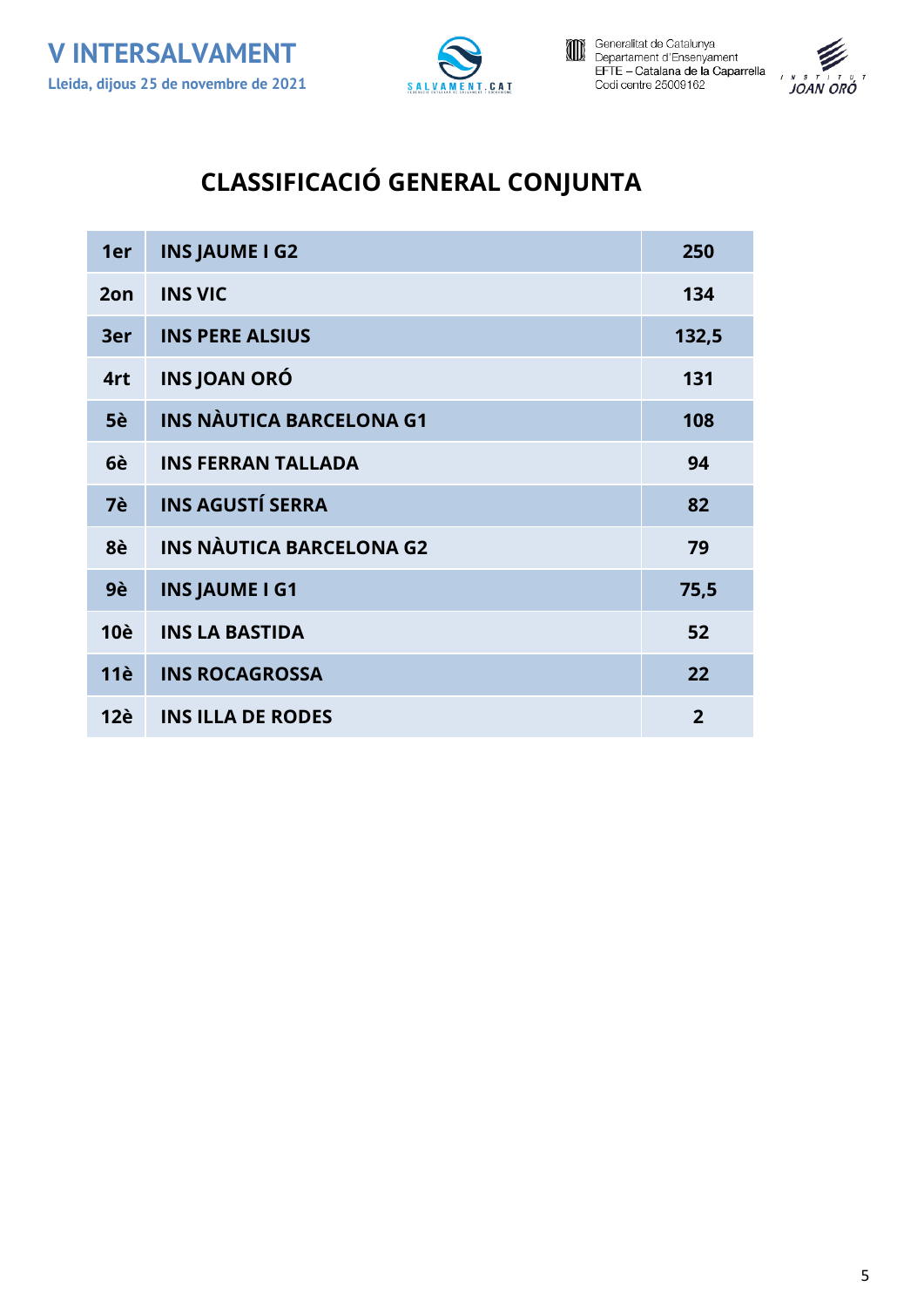# CLASSIFICACIÓ GENERAL CONJUNTA

| | | |
|---|---|---|
| 1er | INS JAUME I G2 | 250 |
| 2on | INS VIC | 134 |
| 3er | INS PERE ALSIUS | 132,5 |
| 4rt | INS JOAN ORÓ | 131 |
| 5è | INS NÀUTICA BARCELONA G1 | 108 |
| 6è | INS FERRAN TALLADA | 94 |
| 7è | INS AGUSTÍ SERRA | 82 |
| 8è | INS NÀUTICA BARCELONA G2 | 79 |
| 9è | INS JAUME I G1 | 75,5 |
| 10è | INS LA BASTIDA | 52 |
| 11è | INS ROCAGROSSA | 22 |
| 12è | INS ILLA DE RODES | 2 |